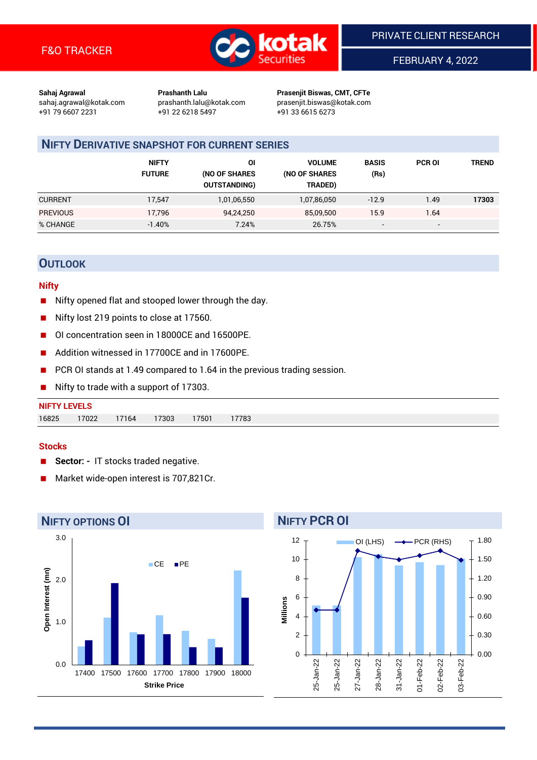F&O TRACKER

PRIVATE CLIENT RESEARCH

FEBRUARY 4, 2022

**Sahaj Agrawal**
sahaj.agrawal@kotak.com
+91 79 6607 2231

**Prashanth Lalu**
prashanth.lalu@kotak.com
+91 22 6218 5497

**Prasenjit Biswas, CMT, CFTe**
prasenjit.biswas@kotak.com
+91 33 6615 6273

## NIFTY DERIVATIVE SNAPSHOT FOR CURRENT SERIES

| | NIFTY FUTURE | OI (NO OF SHARES OUTSTANDING) | VOLUME (NO OF SHARES TRADED) | BASIS (Rs) | PCR OI | TREND |
|---|---|---|---|---|---|---|
| CURRENT | 17,547 | 1,01,06,550 | 1,07,86,050 | -12.9 | 1.49 | **17303** |
| PREVIOUS | 17,796 | 94,24,250 | 85,09,500 | 15.9 | 1.64 | |
| % CHANGE | -1.40% | 7.24% | 26.75% | - | - | |

## OUTLOOK

### Nifty

- Nifty opened flat and stooped lower through the day.
- Nifty lost 219 points to close at 17560.
- OI concentration seen in 18000CE and 16500PE.
- Addition witnessed in 17700CE and in 17600PE.
- PCR OI stands at 1.49 compared to 1.64 in the previous trading session.
- Nifty to trade with a support of 17303.

**NIFTY LEVELS**

| 16825 | 17022 | 17164 | 17303 | 17501 | 17783 |
|---|---|---|---|---|---|

### Stocks

- **Sector: -** IT stocks traded negative.
- Market wide-open interest is 707,821Cr.

## NIFTY OPTIONS OI

| Strike Price | CE (mn) | PE (mn) |
|---|---|---|
| 17400 | 0.43 | 0.57 |
| 17500 | 1.11 | 1.93 |
| 17600 | 0.76 | 0.72 |
| 17700 | 1.17 | 0.72 |
| 17800 | 0.80 | 0.41 |
| 17900 | 0.61 | 0.41 |
| 18000 | 2.23 | 1.58 |

## NIFTY PCR OI

| Date | OI (LHS, Millions) | PCR (RHS) |
|---|---|---|
| 25-Jan-22 | 5.2 | 0.71 |
| 25-Jan-22 | 5.2 | 0.71 |
| 27-Jan-22 | 10.3 | 1.64 |
| 28-Jan-22 | 10.4 | 1.55 |
| 31-Jan-22 | 9.4 | 1.50 |
| 01-Feb-22 | 9.7 | 1.55 |
| 02-Feb-22 | 9.4 | 1.64 |
| 03-Feb-22 | 10.1 | 1.49 |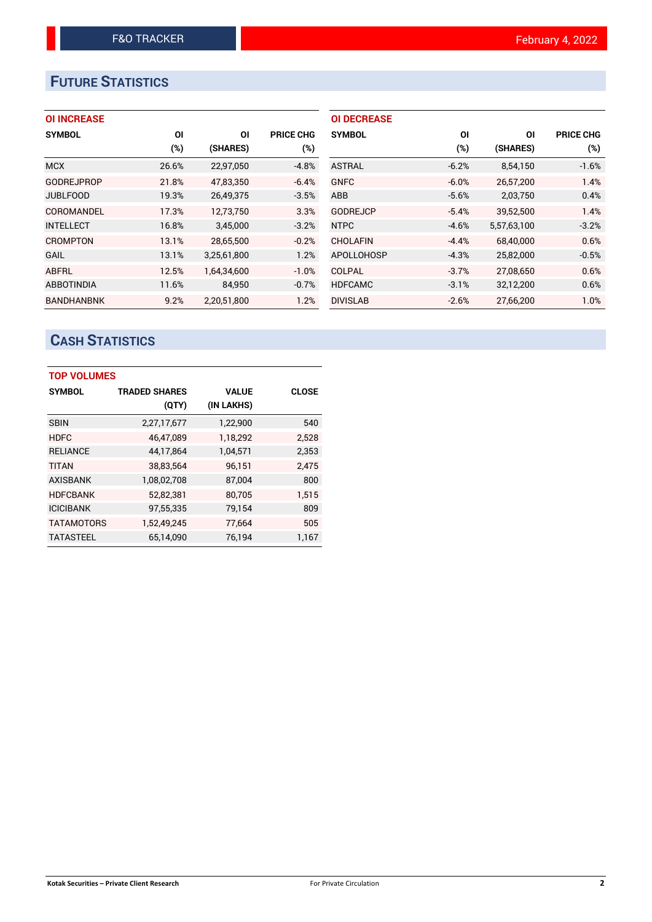# FUTURE STATISTICS

### OI INCREASE

| SYMBOL | OI (%) | OI (SHARES) | PRICE CHG (%) |
|---|---|---|---|
| MCX | 26.6% | 22,97,050 | -4.8% |
| GODREJPROP | 21.8% | 47,83,350 | -6.4% |
| JUBLFOOD | 19.3% | 26,49,375 | -3.5% |
| COROMANDEL | 17.3% | 12,73,750 | 3.3% |
| INTELLECT | 16.8% | 3,45,000 | -3.2% |
| CROMPTON | 13.1% | 28,65,500 | -0.2% |
| GAIL | 13.1% | 3,25,61,800 | 1.2% |
| ABFRL | 12.5% | 1,64,34,600 | -1.0% |
| ABBOTINDIA | 11.6% | 84,950 | -0.7% |
| BANDHANBNK | 9.2% | 2,20,51,800 | 1.2% |

### OI DECREASE

| SYMBOL | OI (%) | OI (SHARES) | PRICE CHG (%) |
|---|---|---|---|
| ASTRAL | -6.2% | 8,54,150 | -1.6% |
| GNFC | -6.0% | 26,57,200 | 1.4% |
| ABB | -5.6% | 2,03,750 | 0.4% |
| GODREJCP | -5.4% | 39,52,500 | 1.4% |
| NTPC | -4.6% | 5,57,63,100 | -3.2% |
| CHOLAFIN | -4.4% | 68,40,000 | 0.6% |
| APOLLOHOSP | -4.3% | 25,82,000 | -0.5% |
| COLPAL | -3.7% | 27,08,650 | 0.6% |
| HDFCAMC | -3.1% | 32,12,200 | 0.6% |
| DIVISLAB | -2.6% | 27,66,200 | 1.0% |

# CASH STATISTICS

### TOP VOLUMES

| SYMBOL | TRADED SHARES (QTY) | VALUE (IN LAKHS) | CLOSE |
|---|---|---|---|
| SBIN | 2,27,17,677 | 1,22,900 | 540 |
| HDFC | 46,47,089 | 1,18,292 | 2,528 |
| RELIANCE | 44,17,864 | 1,04,571 | 2,353 |
| TITAN | 38,83,564 | 96,151 | 2,475 |
| AXISBANK | 1,08,02,708 | 87,004 | 800 |
| HDFCBANK | 52,82,381 | 80,705 | 1,515 |
| ICICIBANK | 97,55,335 | 79,154 | 809 |
| TATAMOTORS | 1,52,49,245 | 77,664 | 505 |
| TATASTEEL | 65,14,090 | 76,194 | 1,167 |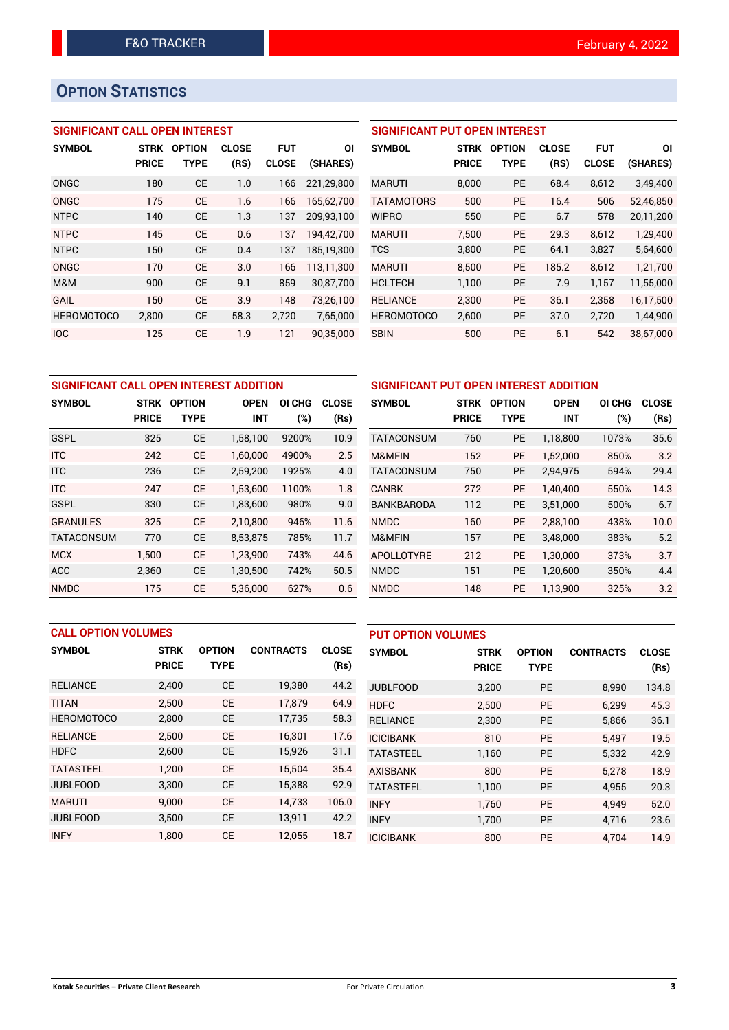# OPTION STATISTICS

## SIGNIFICANT CALL OPEN INTEREST

| SYMBOL | STRK PRICE | OPTION TYPE | CLOSE (RS) | FUT CLOSE | OI (SHARES) |
|---|---|---|---|---|---|
| ONGC | 180 | CE | 1.0 | 166 | 221,29,800 |
| ONGC | 175 | CE | 1.6 | 166 | 165,62,700 |
| NTPC | 140 | CE | 1.3 | 137 | 209,93,100 |
| NTPC | 145 | CE | 0.6 | 137 | 194,42,700 |
| NTPC | 150 | CE | 0.4 | 137 | 185,19,300 |
| ONGC | 170 | CE | 3.0 | 166 | 113,11,300 |
| M&M | 900 | CE | 9.1 | 859 | 30,87,700 |
| GAIL | 150 | CE | 3.9 | 148 | 73,26,100 |
| HEROMOTOCO | 2,800 | CE | 58.3 | 2,720 | 7,65,000 |
| IOC | 125 | CE | 1.9 | 121 | 90,35,000 |

## SIGNIFICANT PUT OPEN INTEREST

| SYMBOL | STRK PRICE | OPTION TYPE | CLOSE (RS) | FUT CLOSE | OI (SHARES) |
|---|---|---|---|---|---|
| MARUTI | 8,000 | PE | 68.4 | 8,612 | 3,49,400 |
| TATAMOTORS | 500 | PE | 16.4 | 506 | 52,46,850 |
| WIPRO | 550 | PE | 6.7 | 578 | 20,11,200 |
| MARUTI | 7,500 | PE | 29.3 | 8,612 | 1,29,400 |
| TCS | 3,800 | PE | 64.1 | 3,827 | 5,64,600 |
| MARUTI | 8,500 | PE | 185.2 | 8,612 | 1,21,700 |
| HCLTECH | 1,100 | PE | 7.9 | 1,157 | 11,55,000 |
| RELIANCE | 2,300 | PE | 36.1 | 2,358 | 16,17,500 |
| HEROMOTOCO | 2,600 | PE | 37.0 | 2,720 | 1,44,900 |
| SBIN | 500 | PE | 6.1 | 542 | 38,67,000 |

## SIGNIFICANT CALL OPEN INTEREST ADDITION

| SYMBOL | STRK PRICE | OPTION TYPE | OPEN INT | OI CHG (%) | CLOSE (Rs) |
|---|---|---|---|---|---|
| GSPL | 325 | CE | 1,58,100 | 9200% | 10.9 |
| ITC | 242 | CE | 1,60,000 | 4900% | 2.5 |
| ITC | 236 | CE | 2,59,200 | 1925% | 4.0 |
| ITC | 247 | CE | 1,53,600 | 1100% | 1.8 |
| GSPL | 330 | CE | 1,83,600 | 980% | 9.0 |
| GRANULES | 325 | CE | 2,10,800 | 946% | 11.6 |
| TATACONSUM | 770 | CE | 8,53,875 | 785% | 11.7 |
| MCX | 1,500 | CE | 1,23,900 | 743% | 44.6 |
| ACC | 2,360 | CE | 1,30,500 | 742% | 50.5 |
| NMDC | 175 | CE | 5,36,000 | 627% | 0.6 |

## SIGNIFICANT PUT OPEN INTEREST ADDITION

| SYMBOL | STRK PRICE | OPTION TYPE | OPEN INT | OI CHG (%) | CLOSE (Rs) |
|---|---|---|---|---|---|
| TATACONSUM | 760 | PE | 1,18,800 | 1073% | 35.6 |
| M&MFIN | 152 | PE | 1,52,000 | 850% | 3.2 |
| TATACONSUM | 750 | PE | 2,94,975 | 594% | 29.4 |
| CANBK | 272 | PE | 1,40,400 | 550% | 14.3 |
| BANKBARODA | 112 | PE | 3,51,000 | 500% | 6.7 |
| NMDC | 160 | PE | 2,88,100 | 438% | 10.0 |
| M&MFIN | 157 | PE | 3,48,000 | 383% | 5.2 |
| APOLLOTYRE | 212 | PE | 1,30,000 | 373% | 3.7 |
| NMDC | 151 | PE | 1,20,600 | 350% | 4.4 |
| NMDC | 148 | PE | 1,13,900 | 325% | 3.2 |

## CALL OPTION VOLUMES

| SYMBOL | STRK PRICE | OPTION TYPE | CONTRACTS | CLOSE (Rs) |
|---|---|---|---|---|
| RELIANCE | 2,400 | CE | 19,380 | 44.2 |
| TITAN | 2,500 | CE | 17,879 | 64.9 |
| HEROMOTOCO | 2,800 | CE | 17,735 | 58.3 |
| RELIANCE | 2,500 | CE | 16,301 | 17.6 |
| HDFC | 2,600 | CE | 15,926 | 31.1 |
| TATASTEEL | 1,200 | CE | 15,504 | 35.4 |
| JUBLFOOD | 3,300 | CE | 15,388 | 92.9 |
| MARUTI | 9,000 | CE | 14,733 | 106.0 |
| JUBLFOOD | 3,500 | CE | 13,911 | 42.2 |
| INFY | 1,800 | CE | 12,055 | 18.7 |

## PUT OPTION VOLUMES

| SYMBOL | STRK PRICE | OPTION TYPE | CONTRACTS | CLOSE (Rs) |
|---|---|---|---|---|
| JUBLFOOD | 3,200 | PE | 8,990 | 134.8 |
| HDFC | 2,500 | PE | 6,299 | 45.3 |
| RELIANCE | 2,300 | PE | 5,866 | 36.1 |
| ICICIBANK | 810 | PE | 5,497 | 19.5 |
| TATASTEEL | 1,160 | PE | 5,332 | 42.9 |
| AXISBANK | 800 | PE | 5,278 | 18.9 |
| TATASTEEL | 1,100 | PE | 4,955 | 20.3 |
| INFY | 1,760 | PE | 4,949 | 52.0 |
| INFY | 1,700 | PE | 4,716 | 23.6 |
| ICICIBANK | 800 | PE | 4,704 | 14.9 |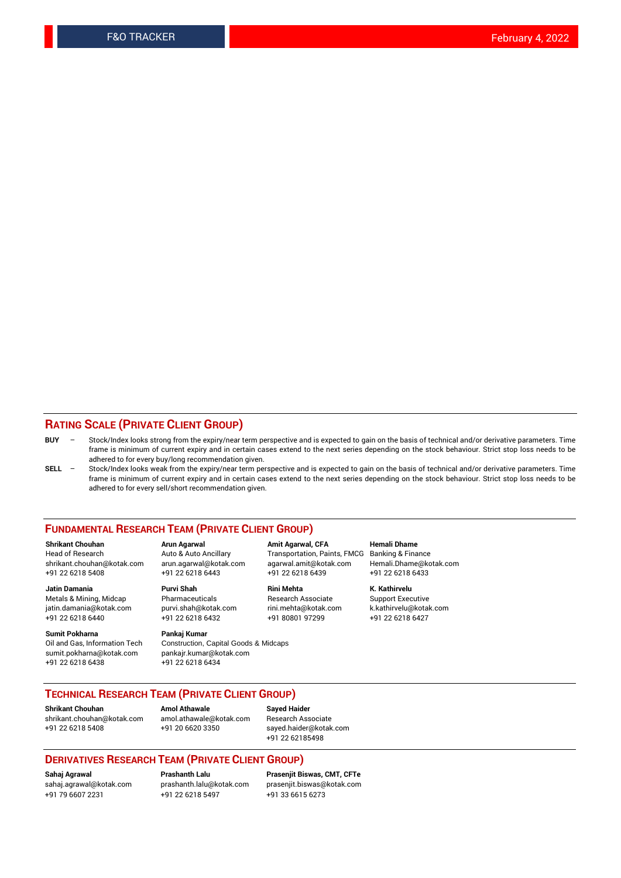## RATING SCALE (PRIVATE CLIENT GROUP)

**BUY** – Stock/Index looks strong from the expiry/near term perspective and is expected to gain on the basis of technical and/or derivative parameters. Time frame is minimum of current expiry and in certain cases extend to the next series depending on the stock behaviour. Strict stop loss needs to be adhered to for every buy/long recommendation given.

**SELL** – Stock/Index looks weak from the expiry/near term perspective and is expected to gain on the basis of technical and/or derivative parameters. Time frame is minimum of current expiry and in certain cases extend to the next series depending on the stock behaviour. Strict stop loss needs to be adhered to for every sell/short recommendation given.

## FUNDAMENTAL RESEARCH TEAM (PRIVATE CLIENT GROUP)

**Shrikant Chouhan**
Head of Research
shrikant.chouhan@kotak.com
+91 22 6218 5408

**Arun Agarwal**
Auto & Auto Ancillary
arun.agarwal@kotak.com
+91 22 6218 6443

**Amit Agarwal, CFA**
Transportation, Paints, FMCG
agarwal.amit@kotak.com
+91 22 6218 6439

**Hemali Dhame**
Banking & Finance
Hemali.Dhame@kotak.com
+91 22 6218 6433

**Jatin Damania**
Metals & Mining, Midcap
jatin.damania@kotak.com
+91 22 6218 6440

**Purvi Shah**
Pharmaceuticals
purvi.shah@kotak.com
+91 22 6218 6432

**Rini Mehta**
Research Associate
rini.mehta@kotak.com
+91 80801 97299

**K. Kathirvelu**
Support Executive
k.kathirvelu@kotak.com
+91 22 6218 6427

**Sumit Pokharna**
Oil and Gas, Information Tech
sumit.pokharna@kotak.com
+91 22 6218 6438

**Pankaj Kumar**
Construction, Capital Goods & Midcaps
pankajr.kumar@kotak.com
+91 22 6218 6434

## TECHNICAL RESEARCH TEAM (PRIVATE CLIENT GROUP)

**Shrikant Chouhan**
shrikant.chouhan@kotak.com
+91 22 6218 5408

**Amol Athawale**
amol.athawale@kotak.com
+91 20 6620 3350

**Sayed Haider**
Research Associate
sayed.haider@kotak.com
+91 22 62185498

## DERIVATIVES RESEARCH TEAM (PRIVATE CLIENT GROUP)

**Sahaj Agrawal**
sahaj.agrawal@kotak.com
+91 79 6607 2231

**Prashanth Lalu**
prashanth.lalu@kotak.com
+91 22 6218 5497

**Prasenjit Biswas, CMT, CFTe**
prasenjit.biswas@kotak.com
+91 33 6615 6273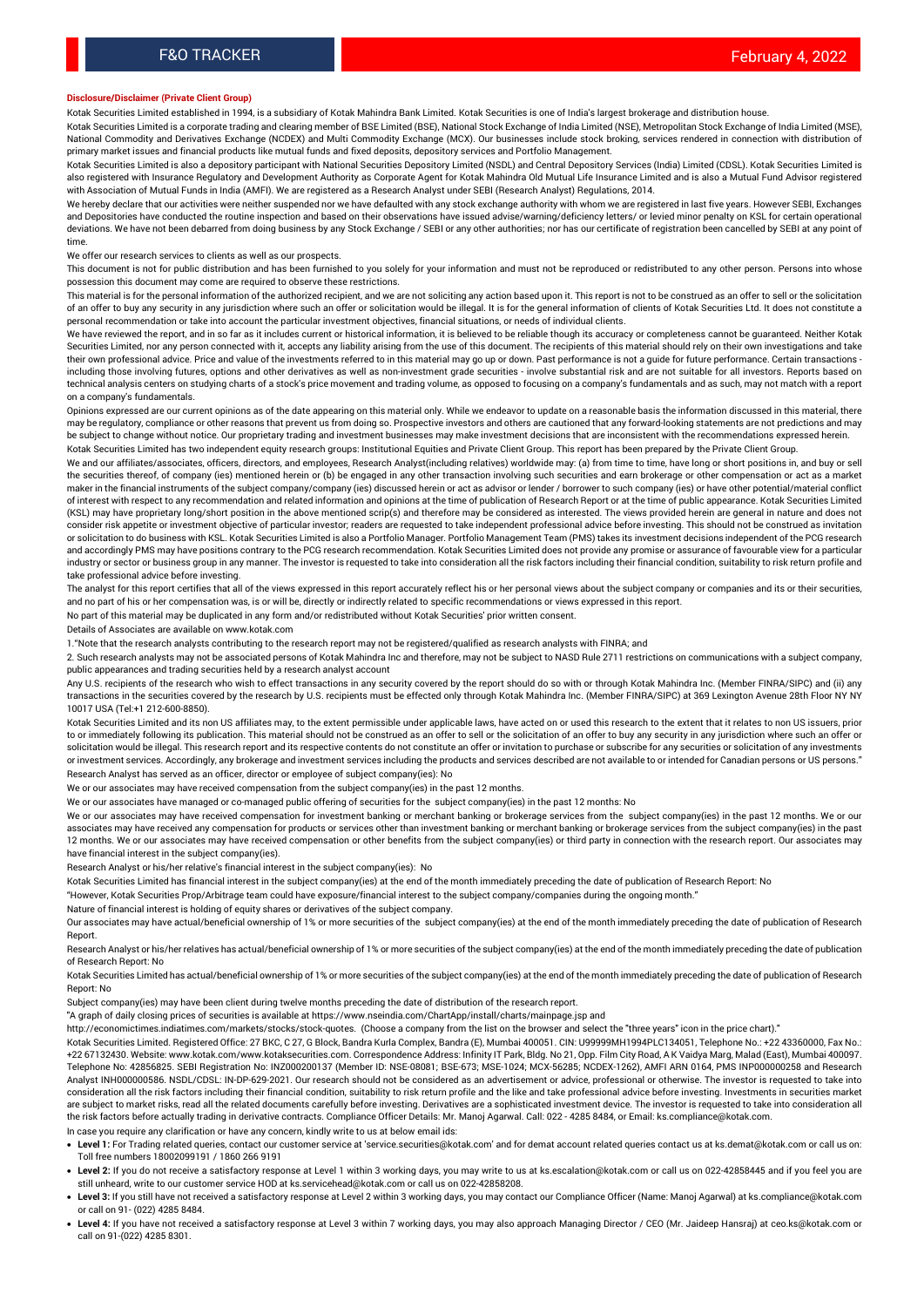### Disclosure/Disclaimer (Private Client Group)

Kotak Securities Limited established in 1994, is a subsidiary of Kotak Mahindra Bank Limited. Kotak Securities is one of India's largest brokerage and distribution house.

Kotak Securities Limited is a corporate trading and clearing member of BSE Limited (BSE), National Stock Exchange of India Limited (NSE), Metropolitan Stock Exchange of India Limited (MSE), National Commodity and Derivatives Exchange (NCDEX) and Multi Commodity Exchange (MCX). Our businesses include stock broking, services rendered in connection with distribution of primary market issues and financial products like mutual funds and fixed deposits, depository services and Portfolio Management.

Kotak Securities Limited is also a depository participant with National Securities Depository Limited (NSDL) and Central Depository Services (India) Limited (CDSL). Kotak Securities Limited is also registered with Insurance Regulatory and Development Authority as Corporate Agent for Kotak Mahindra Old Mutual Life Insurance Limited and is also a Mutual Fund Advisor registered with Association of Mutual Funds in India (AMFI). We are registered as a Research Analyst under SEBI (Research Analyst) Regulations, 2014.

We hereby declare that our activities were neither suspended nor we have defaulted with any stock exchange authority with whom we are registered in last five years. However SEBI, Exchanges and Depositories have conducted the routine inspection and based on their observations have issued advise/warning/deficiency letters/ or levied minor penalty on KSL for certain operational deviations. We have not been debarred from doing business by any Stock Exchange / SEBI or any other authorities; nor has our certificate of registration been cancelled by SEBI at any point of time.

We offer our research services to clients as well as our prospects.

This document is not for public distribution and has been furnished to you solely for your information and must not be reproduced or redistributed to any other person. Persons into whose possession this document may come are required to observe these restrictions.

This material is for the personal information of the authorized recipient, and we are not soliciting any action based upon it. This report is not to be construed as an offer to sell or the solicitation of an offer to buy any security in any jurisdiction where such an offer or solicitation would be illegal. It is for the general information of clients of Kotak Securities Ltd. It does not constitute a personal recommendation or take into account the particular investment objectives, financial situations, or needs of individual clients.

We have reviewed the report, and in so far as it includes current or historical information, it is believed to be reliable though its accuracy or completeness cannot be guaranteed. Neither Kotak Securities Limited, nor any person connected with it, accepts any liability arising from the use of this document. The recipients of this material should rely on their own investigations and take their own professional advice. Price and value of the investments referred to in this material may go up or down. Past performance is not a guide for future performance. Certain transactions - including those involving futures, options and other derivatives as well as non-investment grade securities - involve substantial risk and are not suitable for all investors. Reports based on technical analysis centers on studying charts of a stock's price movement and trading volume, as opposed to focusing on a company's fundamentals and as such, may not match with a report on a company's fundamentals.

Opinions expressed are our current opinions as of the date appearing on this material only. While we endeavor to update on a reasonable basis the information discussed in this material, there may be regulatory, compliance or other reasons that prevent us from doing so. Prospective investors and others are cautioned that any forward-looking statements are not predictions and may be subject to change without notice. Our proprietary trading and investment businesses may make investment decisions that are inconsistent with the recommendations expressed herein.

Kotak Securities Limited has two independent equity research groups: Institutional Equities and Private Client Group. This report has been prepared by the Private Client Group.

We and our affiliates/associates, officers, directors, and employees, Research Analyst(including relatives) worldwide may: (a) from time to time, have long or short positions in, and buy or sell the securities thereof, of company (ies) mentioned herein or (b) be engaged in any other transaction involving such securities and earn brokerage or other compensation or act as a market maker in the financial instruments of the subject company/company (ies) discussed herein or act as advisor or lender / borrower to such company (ies) or have other potential/material conflict of interest with respect to any recommendation and related information and opinions at the time of publication of Research Report or at the time of public appearance. Kotak Securities Limited (KSL) may have proprietary long/short position in the above mentioned scrip(s) and therefore may be considered as interested. The views provided herein are general in nature and does not consider risk appetite or investment objective of particular investor; readers are requested to take independent professional advice before investing. This should not be construed as invitation or solicitation to do business with KSL. Kotak Securities Limited is also a Portfolio Manager. Portfolio Management Team (PMS) takes its investment decisions independent of the PCG research and accordingly PMS may have positions contrary to the PCG research recommendation. Kotak Securities Limited does not provide any promise or assurance of favourable view for a particular industry or sector or business group in any manner. The investor is requested to take into consideration all the risk factors including their financial condition, suitability to risk return profile and take professional advice before investing.

The analyst for this report certifies that all of the views expressed in this report accurately reflect his or her personal views about the subject company or companies and its or their securities, and no part of his or her compensation was, is or will be, directly or indirectly related to specific recommendations or views expressed in this report.

No part of this material may be duplicated in any form and/or redistributed without Kotak Securities' prior written consent.

Details of Associates are available on www.kotak.com

1."Note that the research analysts contributing to the research report may not be registered/qualified as research analysts with FINRA; and

2. Such research analysts may not be associated persons of Kotak Mahindra Inc and therefore, may not be subject to NASD Rule 2711 restrictions on communications with a subject company, public appearances and trading securities held by a research analyst account

Any U.S. recipients of the research who wish to effect transactions in any security covered by the report should do so with or through Kotak Mahindra Inc. (Member FINRA/SIPC) and (ii) any transactions in the securities covered by the research by U.S. recipients must be effected only through Kotak Mahindra Inc. (Member FINRA/SIPC) at 369 Lexington Avenue 28th Floor NY NY 10017 USA (Tel:+1 212-600-8850).

Kotak Securities Limited and its non US affiliates may, to the extent permissible under applicable laws, have acted on or used this research to the extent that it relates to non US issuers, prior to or immediately following its publication. This material should not be construed as an offer to sell or the solicitation of an offer to buy any security in any jurisdiction where such an offer or solicitation would be illegal. This research report and its respective contents do not constitute an offer or invitation to purchase or subscribe for any securities or solicitation of any investments or investment services. Accordingly, any brokerage and investment services including the products and services described are not available to or intended for Canadian persons or US persons."

Research Analyst has served as an officer, director or employee of subject company(ies): No

We or our associates may have received compensation from the subject company(ies) in the past 12 months.

We or our associates have managed or co-managed public offering of securities for the subject company(ies) in the past 12 months: No

We or our associates may have received compensation for investment banking or merchant banking or brokerage services from the subject company(ies) in the past 12 months. We or our associates may have received any compensation for products or services other than investment banking or merchant banking or brokerage services from the subject company(ies) in the past 12 months. We or our associates may have received compensation or other benefits from the subject company(ies) or third party in connection with the research report. Our associates may have financial interest in the subject company(ies).

Research Analyst or his/her relative's financial interest in the subject company(ies): No

Kotak Securities Limited has financial interest in the subject company(ies) at the end of the month immediately preceding the date of publication of Research Report: No

"However, Kotak Securities Prop/Arbitrage team could have exposure/financial interest to the subject company/companies during the ongoing month."

Nature of financial interest is holding of equity shares or derivatives of the subject company.

Our associates may have actual/beneficial ownership of 1% or more securities of the subject company(ies) at the end of the month immediately preceding the date of publication of Research Report.

Research Analyst or his/her relatives has actual/beneficial ownership of 1% or more securities of the subject company(ies) at the end of the month immediately preceding the date of publication of Research Report: No

Kotak Securities Limited has actual/beneficial ownership of 1% or more securities of the subject company(ies) at the end of the month immediately preceding the date of publication of Research Report: No

Subject company(ies) may have been client during twelve months preceding the date of distribution of the research report.

"A graph of daily closing prices of securities is available at https://www.nseindia.com/ChartApp/install/charts/mainpage.jsp and

http://economictimes.indiatimes.com/markets/stocks/stock-quotes. (Choose a company from the list on the browser and select the "three years" icon in the price chart)."

Kotak Securities Limited. Registered Office: 27 BKC, C 27, G Block, Bandra Kurla Complex, Bandra (E), Mumbai 400051. CIN: U99999MH1994PLC134051, Telephone No.: +22 43360000, Fax No.: +22 67132430. Website: www.kotak.com/www.kotaksecurities.com. Correspondence Address: Infinity IT Park, Bldg. No 21, Opp. Film City Road, A K Vaidya Marg, Malad (East), Mumbai 400097. Telephone No: 42856825. SEBI Registration No: INZ000200137 (Member ID: NSE-08081; BSE-673; MSE-1024; MCX-56285; NCDEX-1262), AMFI ARN 0164, PMS INP000000258 and Research Analyst INH000000586. NSDL/CDSL: IN-DP-629-2021. Our research should not be considered as an advertisement or advice, professional or otherwise. The investor is requested to take into consideration all the risk factors including their financial condition, suitability to risk return profile and the like and take professional advice before investing. Investments in securities market are subject to market risks, read all the related documents carefully before investing. Derivatives are a sophisticated investment device. The investor is requested to take into consideration all the risk factors before actually trading in derivative contracts. Compliance Officer Details: Mr. Manoj Agarwal. Call: 022 - 4285 8484, or Email: ks.compliance@kotak.com.

In case you require any clarification or have any concern, kindly write to us at below email ids:

- **Level 1:** For Trading related queries, contact our customer service at 'service.securities@kotak.com' and for demat account related queries contact us at ks.demat@kotak.com or call us on: Toll free numbers 18002099191 / 1860 266 9191
- **Level 2:** If you do not receive a satisfactory response at Level 1 within 3 working days, you may write to us at ks.escalation@kotak.com or call us on 022-42858445 and if you feel you are still unheard, write to our customer service HOD at ks.servicehead@kotak.com or call us on 022-42858208.
- **Level 3:** If you still have not received a satisfactory response at Level 2 within 3 working days, you may contact our Compliance Officer (Name: Manoj Agarwal) at ks.compliance@kotak.com or call on 91- (022) 4285 8484.
- **Level 4:** If you have not received a satisfactory response at Level 3 within 7 working days, you may also approach Managing Director / CEO (Mr. Jaideep Hansraj) at ceo.ks@kotak.com or call on 91-(022) 4285 8301.